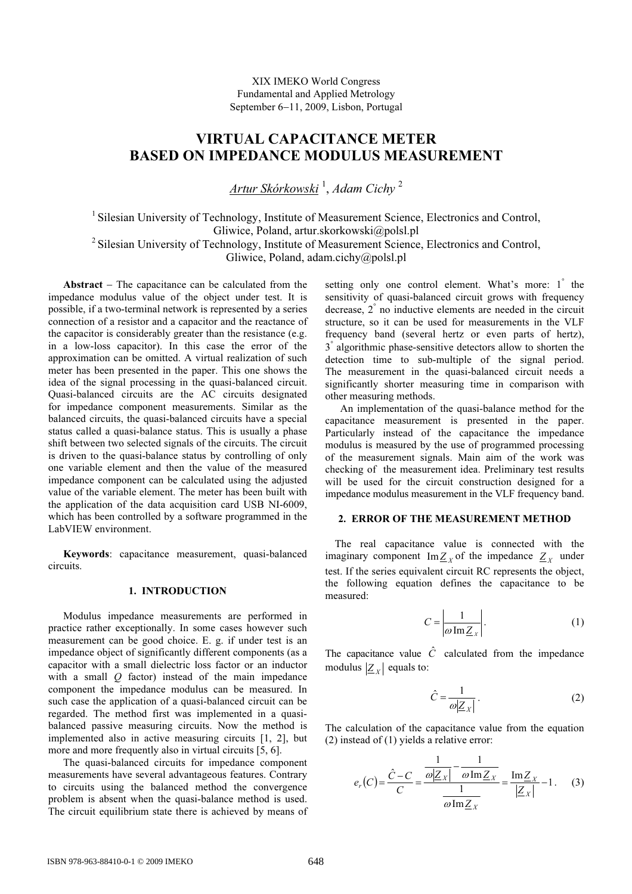XIX IMEKO World Congress
Fundamental and Applied Metrology
September 6−11, 2009, Lisbon, Portugal

# VIRTUAL CAPACITANCE METER BASED ON IMPEDANCE MODULUS MEASUREMENT

*Artur Skórkowski* [1], *Adam Cichy* [2]

[1] Silesian University of Technology, Institute of Measurement Science, Electronics and Control, Gliwice, Poland, artur.skorkowski@polsl.pl
[2] Silesian University of Technology, Institute of Measurement Science, Electronics and Control, Gliwice, Poland, adam.cichy@polsl.pl

**Abstract** – The capacitance can be calculated from the impedance modulus value of the object under test. It is possible, if a two-terminal network is represented by a series connection of a resistor and a capacitor and the reactance of the capacitor is considerably greater than the resistance (e.g. in a low-loss capacitor). In this case the error of the approximation can be omitted. A virtual realization of such meter has been presented in the paper. This one shows the idea of the signal processing in the quasi-balanced circuit. Quasi-balanced circuits are the AC circuits designated for impedance component measurements. Similar as the balanced circuits, the quasi-balanced circuits have a special status called a quasi-balance status. This is usually a phase shift between two selected signals of the circuits. The circuit is driven to the quasi-balance status by controlling of only one variable element and then the value of the measured impedance component can be calculated using the adjusted value of the variable element. The meter has been built with the application of the data acquisition card USB NI-6009, which has been controlled by a software programmed in the LabVIEW environment.

**Keywords**: capacitance measurement, quasi-balanced circuits.

## 1. INTRODUCTION

Modulus impedance measurements are performed in practice rather exceptionally. In some cases however such measurement can be good choice. E. g. if under test is an impedance object of significantly different components (as a capacitor with a small dielectric loss factor or an inductor with a small *Q* factor) instead of the main impedance component the impedance modulus can be measured. In such case the application of a quasi-balanced circuit can be regarded. The method first was implemented in a quasi-balanced passive measuring circuits. Now the method is implemented also in active measuring circuits [1, 2], but more and more frequently also in virtual circuits [5, 6].

The quasi-balanced circuits for impedance component measurements have several advantageous features. Contrary to circuits using the balanced method the convergence problem is absent when the quasi-balance method is used. The circuit equilibrium state there is achieved by means of setting only one control element. What's more: 1° the sensitivity of quasi-balanced circuit grows with frequency decrease, 2° no inductive elements are needed in the circuit structure, so it can be used for measurements in the VLF frequency band (several hertz or even parts of hertz), 3° algorithmic phase-sensitive detectors allow to shorten the detection time to sub-multiple of the signal period. The measurement in the quasi-balanced circuit needs a significantly shorter measuring time in comparison with other measuring methods.

An implementation of the quasi-balance method for the capacitance measurement is presented in the paper. Particularly instead of the capacitance the impedance modulus is measured by the use of programmed processing of the measurement signals. Main aim of the work was checking of the measurement idea. Preliminary test results will be used for the circuit construction designed for a impedance modulus measurement in the VLF frequency band.

## 2. ERROR OF THE MEASUREMENT METHOD

The real capacitance value is connected with the imaginary component $\operatorname{Im}\underline{Z}_X$ of the impedance $\underline{Z}_X$ under test. If the series equivalent circuit RC represents the object, the following equation defines the capacitance to be measured:

$$C = \left| \frac{1}{\omega \operatorname{Im}\underline{Z}_X} \right|. \tag{1}$$

The capacitance value $\hat{C}$ calculated from the impedance modulus $|\underline{Z}_X|$ equals to:

$$\hat{C} = \frac{1}{\omega |\underline{Z}_X|}. \tag{2}$$

The calculation of the capacitance value from the equation (2) instead of (1) yields a relative error:

$$e_r(C) = \frac{\hat{C} - C}{C} = \frac{\dfrac{1}{\omega |\underline{Z}_X|} - \dfrac{1}{\omega \operatorname{Im}\underline{Z}_X}}{\dfrac{1}{\omega \operatorname{Im}\underline{Z}_X}} = \frac{\operatorname{Im}\underline{Z}_X}{|\underline{Z}_X|} - 1. \tag{3}$$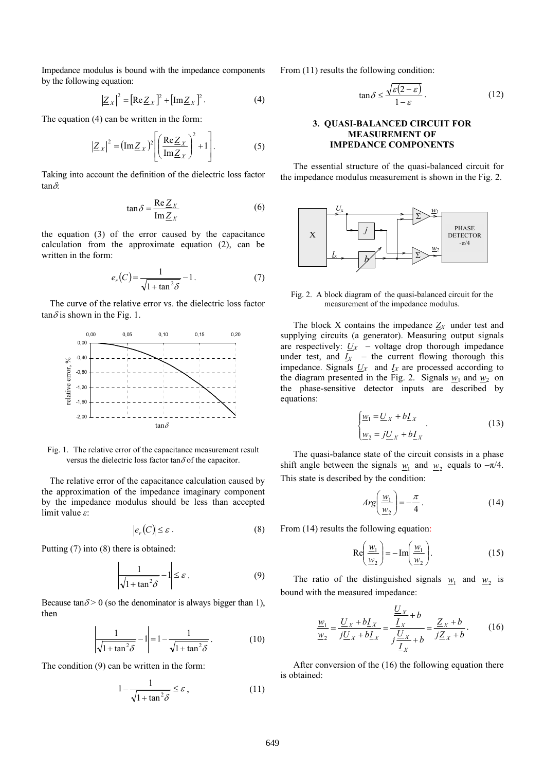Impedance modulus is bound with the impedance components by the following equation:

$$\left|\underline{Z}_X\right|^2 = \left[\operatorname{Re}\underline{Z}_X\right]^2 + \left[\operatorname{Im}\underline{Z}_X\right]^2 . \tag{4}$$

The equation (4) can be written in the form:

$$\left|\underline{Z}_X\right|^2 = \left(\operatorname{Im}\underline{Z}_X\right)^2 \left[\left(\frac{\operatorname{Re}\underline{Z}_X}{\operatorname{Im}\underline{Z}_X}\right)^2 + 1\right]. \tag{5}$$

Taking into account the definition of the dielectric loss factor $\tan\delta$:

$$\tan\delta = \frac{\operatorname{Re}\underline{Z}_X}{\operatorname{Im}\underline{Z}_X} \tag{6}$$

the equation (3) of the error caused by the capacitance calculation from the approximate equation (2), can be written in the form:

$$e_r(C) = \frac{1}{\sqrt{1+\tan^2\delta}} - 1 . \tag{7}$$

The curve of the relative error vs. the dielectric loss factor $\tan\delta$ is shown in the Fig. 1.

Fig. 1. The relative error of the capacitance measurement result versus the dielectric loss factor $\tan\delta$ of the capacitor.

The relative error of the capacitance calculation caused by the approximation of the impedance imaginary component by the impedance modulus should be less than accepted limit value $\varepsilon$:

$$\left|e_r(C)\right| \le \varepsilon . \tag{8}$$

Putting (7) into (8) there is obtained:

$$\left|\frac{1}{\sqrt{1+\tan^2\delta}} - 1\right| \le \varepsilon . \tag{9}$$

Because $\tan\delta > 0$ (so the denominator is always bigger than 1), then

$$\left|\frac{1}{\sqrt{1+\tan^2\delta}} - 1\right| = 1 - \frac{1}{\sqrt{1+\tan^2\delta}} . \tag{10}$$

The condition (9) can be written in the form:

$$1 - \frac{1}{\sqrt{1+\tan^2\delta}} \le \varepsilon , \tag{11}$$

From (11) results the following condition:

$$\tan\delta \le \frac{\sqrt{\varepsilon(2-\varepsilon)}}{1-\varepsilon} . \tag{12}$$

## 3. QUASI-BALANCED CIRCUIT FOR MEASUREMENT OF IMPEDANCE COMPONENTS

The essential structure of the quasi-balanced circuit for the impedance modulus measurement is shown in the Fig. 2.

Fig. 2. A block diagram of the quasi-balanced circuit for the measurement of the impedance modulus.

The block X contains the impedance $\underline{Z}_X$ under test and supplying circuits (a generator). Measuring output signals are respectively: $\underline{U}_X$ – voltage drop thorough impedance under test, and $\underline{I}_X$ – the current flowing thorough this impedance. Signals $\underline{U}_X$ and $\underline{I}_X$ are processed according to the diagram presented in the Fig. 2. Signals $\underline{w}_1$ and $\underline{w}_2$ on the phase-sensitive detector inputs are described by equations:

$$\begin{cases} \underline{w}_1 = \underline{U}_X + b\underline{I}_X \\ \underline{w}_2 = j\underline{U}_X + b\underline{I}_X \end{cases} . \tag{13}$$

The quasi-balance state of the circuit consists in a phase shift angle between the signals $\underline{w}_1$ and $\underline{w}_2$ equals to $-\pi/4$. This state is described by the condition:

$$Arg\left(\frac{\underline{w}_1}{\underline{w}_2}\right) = -\frac{\pi}{4} . \tag{14}$$

From (14) results the following equation:

$$\operatorname{Re}\left(\frac{\underline{w}_1}{\underline{w}_2}\right) = -\operatorname{Im}\left(\frac{\underline{w}_1}{\underline{w}_2}\right). \tag{15}$$

The ratio of the distinguished signals $\underline{w}_1$ and $\underline{w}_2$ is bound with the measured impedance:

$$\frac{\underline{w}_1}{\underline{w}_2} = \frac{\underline{U}_X + b\underline{I}_X}{j\underline{U}_X + b\underline{I}_X} = \frac{\dfrac{\underline{U}_X}{\underline{I}_X} + b}{j\dfrac{\underline{U}_X}{\underline{I}_X} + b} = \frac{\underline{Z}_X + b}{j\underline{Z}_X + b} . \tag{16}$$

After conversion of the (16) the following equation there is obtained: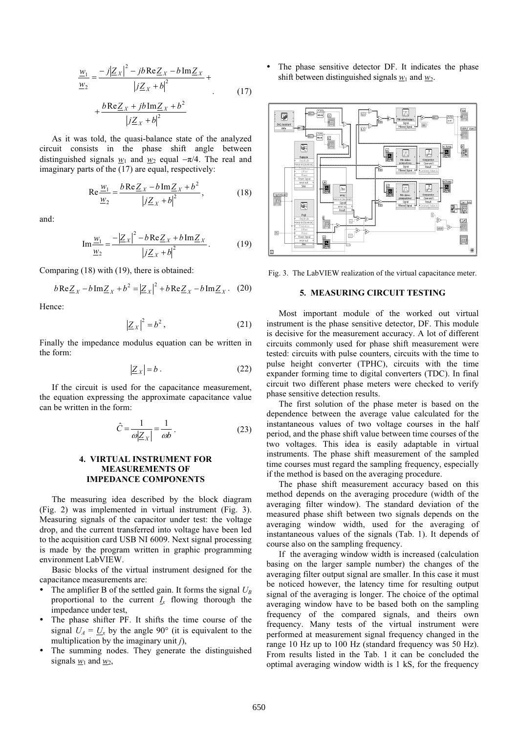$$\frac{\underline{w}_1}{\underline{w}_2} = \frac{-j\left|\underline{Z}_X\right|^2 - jb\,\mathrm{Re}\underline{Z}_X - b\,\mathrm{Im}\underline{Z}_X}{\left|j\underline{Z}_X + b\right|^2} + \frac{b\,\mathrm{Re}\underline{Z}_X + jb\,\mathrm{Im}\underline{Z}_X + b^2}{\left|j\underline{Z}_X + b\right|^2} \quad (17)$$

As it was told, the quasi-balance state of the analyzed circuit consists in the phase shift angle between distinguished signals $\underline{w}_1$ and $\underline{w}_2$ equal $-\pi/4$. The real and imaginary parts of the (17) are equal, respectively:

$$\mathrm{Re}\frac{\underline{w}_1}{\underline{w}_2} = \frac{b\,\mathrm{Re}\underline{Z}_X - b\,\mathrm{Im}\underline{Z}_X + b^2}{\left|j\underline{Z}_X + b\right|^2}, \quad (18)$$

and:

$$\mathrm{Im}\frac{\underline{w}_1}{\underline{w}_2} = \frac{-\left|\underline{Z}_X\right|^2 - b\,\mathrm{Re}\underline{Z}_X + b\,\mathrm{Im}\underline{Z}_X}{\left|j\underline{Z}_X + b\right|^2}. \quad (19)$$

Comparing (18) with (19), there is obtained:

$$b\,\mathrm{Re}\underline{Z}_X - b\,\mathrm{Im}\underline{Z}_X + b^2 = \left|\underline{Z}_X\right|^2 + b\,\mathrm{Re}\underline{Z}_X - b\,\mathrm{Im}\underline{Z}_X. \quad (20)$$

Hence:

$$\left|\underline{Z}_X\right|^2 = b^2, \quad (21)$$

Finally the impedance modulus equation can be written in the form:

$$\left|\underline{Z}_X\right| = b. \quad (22)$$

If the circuit is used for the capacitance measurement, the equation expressing the approximate capacitance value can be written in the form:

$$\hat{C} = \frac{1}{\omega\left|\underline{Z}_X\right|} = \frac{1}{\omega b}. \quad (23)$$

## 4. VIRTUAL INSTRUMENT FOR MEASUREMENTS OF IMPEDANCE COMPONENTS

The measuring idea described by the block diagram (Fig. 2) was implemented in virtual instrument (Fig. 3). Measuring signals of the capacitor under test: the voltage drop, and the current transferred into voltage have been led to the acquisition card USB NI 6009. Next signal processing is made by the program written in graphic programming environment LabVIEW.

Basic blocks of the virtual instrument designed for the capacitance measurements are:

- The amplifier B of the settled gain. It forms the signal $U_B$ proportional to the current $I_x$ flowing thorough the impedance under test,
- The phase shifter PF. It shifts the time course of the signal $U_A = \underline{U}_x$ by the angle 90° (it is equivalent to the multiplication by the imaginary unit $j$),
- The summing nodes. They generate the distinguished signals $\underline{w}_1$ and $\underline{w}_2$,
- The phase sensitive detector DF. It indicates the phase shift between distinguished signals $\underline{w}_1$ and $\underline{w}_2$.

Fig. 3. The LabVIEW realization of the virtual capacitance meter.

## 5. MEASURING CIRCUIT TESTING

Most important module of the worked out virtual instrument is the phase sensitive detector, DF. This module is decisive for the measurement accuracy. A lot of different circuits commonly used for phase shift measurement were tested: circuits with pulse counters, circuits with the time to pulse height converter (TPHC), circuits with the time expander forming time to digital converters (TDC). In final circuit two different phase meters were checked to verify phase sensitive detection results.

The first solution of the phase meter is based on the dependence between the average value calculated for the instantaneous values of two voltage courses in the half period, and the phase shift value between time courses of the two voltages. This idea is easily adaptable in virtual instruments. The phase shift measurement of the sampled time courses must regard the sampling frequency, especially if the method is based on the averaging procedure.

The phase shift measurement accuracy based on this method depends on the averaging procedure (width of the averaging filter window). The standard deviation of the measured phase shift between two signals depends on the averaging window width, used for the averaging of instantaneous values of the signals (Tab. 1). It depends of course also on the sampling frequency.

If the averaging window width is increased (calculation basing on the larger sample number) the changes of the averaging filter output signal are smaller. In this case it must be noticed however, the latency time for resulting output signal of the averaging is longer. The choice of the optimal averaging window have to be based both on the sampling frequency of the compared signals, and theirs own frequency. Many tests of the virtual instrument were performed at measurement signal frequency changed in the range 10 Hz up to 100 Hz (standard frequency was 50 Hz). From results listed in the Tab. 1 it can be concluded the optimal averaging window width is 1 kS, for the frequency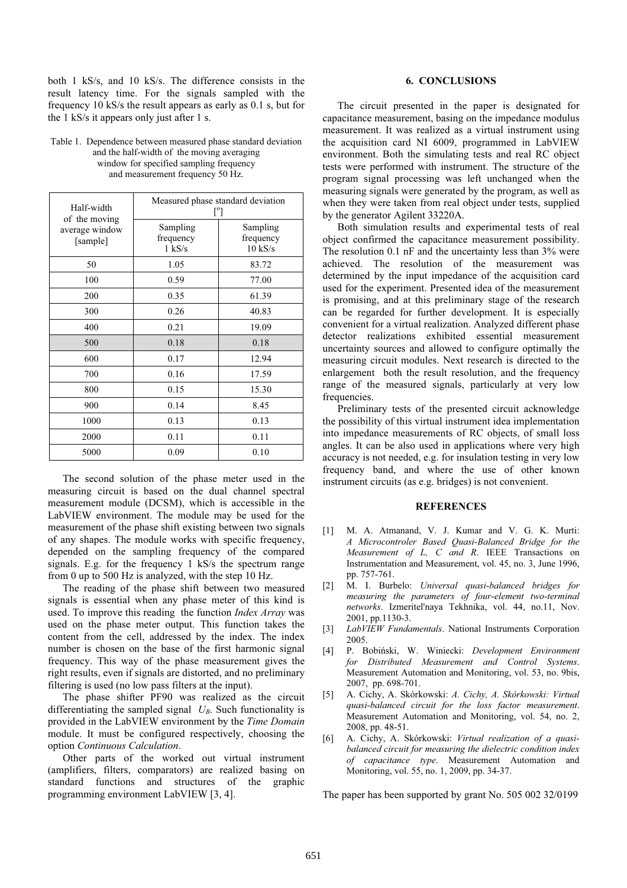both 1 kS/s, and 10 kS/s. The difference consists in the result latency time. For the signals sampled with the frequency 10 kS/s the result appears as early as 0.1 s, but for the 1 kS/s it appears only just after 1 s.

Table 1. Dependence between measured phase standard deviation and the half-width of the moving averaging window for specified sampling frequency and measurement frequency 50 Hz.

| Half-width of the moving average window [sample] | Measured phase standard deviation [°] | |
|---|---|---|
| | Sampling frequency 1 kS/s | Sampling frequency 10 kS/s |
| 50 | 1.05 | 83.72 |
| 100 | 0.59 | 77.00 |
| 200 | 0.35 | 61.39 |
| 300 | 0.26 | 40.83 |
| 400 | 0.21 | 19.09 |
| 500 | 0.18 | 0.18 |
| 600 | 0.17 | 12.94 |
| 700 | 0.16 | 17.59 |
| 800 | 0.15 | 15.30 |
| 900 | 0.14 | 8.45 |
| 1000 | 0.13 | 0.13 |
| 2000 | 0.11 | 0.11 |
| 5000 | 0.09 | 0.10 |

The second solution of the phase meter used in the measuring circuit is based on the dual channel spectral measurement module (DCSM), which is accessible in the LabVIEW environment. The module may be used for the measurement of the phase shift existing between two signals of any shapes. The module works with specific frequency, depended on the sampling frequency of the compared signals. E.g. for the frequency 1 kS/s the spectrum range from 0 up to 500 Hz is analyzed, with the step 10 Hz.

The reading of the phase shift between two measured signals is essential when any phase meter of this kind is used. To improve this reading the function *Index Array* was used on the phase meter output. This function takes the content from the cell, addressed by the index. The index number is chosen on the base of the first harmonic signal frequency. This way of the phase measurement gives the right results, even if signals are distorted, and no preliminary filtering is used (no low pass filters at the input).

The phase shifter PF90 was realized as the circuit differentiating the sampled signal $U_B$. Such functionality is provided in the LabVIEW environment by the *Time Domain* module. It must be configured respectively, choosing the option *Continuous Calculation*.

Other parts of the worked out virtual instrument (amplifiers, filters, comparators) are realized basing on standard functions and structures of the graphic programming environment LabVIEW [3, 4].

## 6. CONCLUSIONS

The circuit presented in the paper is designated for capacitance measurement, basing on the impedance modulus measurement. It was realized as a virtual instrument using the acquisition card NI 6009, programmed in LabVIEW environment. Both the simulating tests and real RC object tests were performed with instrument. The structure of the program signal processing was left unchanged when the measuring signals were generated by the program, as well as when they were taken from real object under tests, supplied by the generator Agilent 33220A.

Both simulation results and experimental tests of real object confirmed the capacitance measurement possibility. The resolution 0.1 nF and the uncertainty less than 3% were achieved. The resolution of the measurement was determined by the input impedance of the acquisition card used for the experiment. Presented idea of the measurement is promising, and at this preliminary stage of the research can be regarded for further development. It is especially convenient for a virtual realization. Analyzed different phase detector realizations exhibited essential measurement uncertainty sources and allowed to configure optimally the measuring circuit modules. Next research is directed to the enlargement both the result resolution, and the frequency range of the measured signals, particularly at very low frequencies.

Preliminary tests of the presented circuit acknowledge the possibility of this virtual instrument idea implementation into impedance measurements of RC objects, of small loss angles. It can be also used in applications where very high accuracy is not needed, e.g. for insulation testing in very low frequency band, and where the use of other known instrument circuits (as e.g. bridges) is not convenient.

## REFERENCES

[1] M. A. Atmanand, V. J. Kumar and V. G. K. Murti: *A Microcontroler Based Quasi-Balanced Bridge for the Measurement of L, C and R*. IEEE Transactions on Instrumentation and Measurement, vol. 45, no. 3, June 1996, pp. 757-761.

[2] M. I. Burbelo: *Universal quasi-balanced bridges for measuring the parameters of four-element two-terminal networks*. Izmeritel'naya Tekhnika, vol. 44, no.11, Nov. 2001, pp.1130-3.

[3] *LabVIEW Fundamentals*. National Instruments Corporation 2005.

[4] P. Bobiński, W. Winiecki: *Development Environment for Distributed Measurement and Control Systems*. Measurement Automation and Monitoring, vol. 53, no. 9bis, 2007, pp. 698-701.

[5] A. Cichy, A. Skórkowski: *A. Cichy, A. Skórkowski: Virtual quasi-balanced circuit for the loss factor measurement*. Measurement Automation and Monitoring, vol. 54, no. 2, 2008, pp. 48-51.

[6] A. Cichy, A. Skórkowski: *Virtual realization of a quasi-balanced circuit for measuring the dielectric condition index of capacitance type*. Measurement Automation and Monitoring, vol. 55, no. 1, 2009, pp. 34-37.

The paper has been supported by grant No. 505 002 32/0199